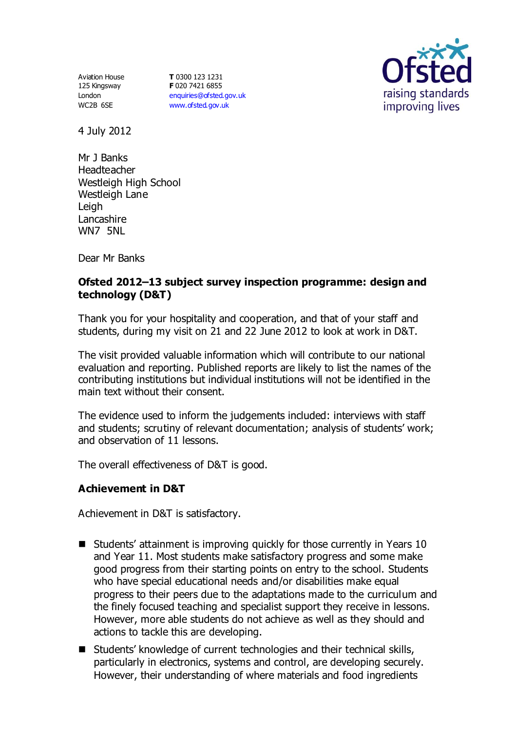Aviation House
125 Kingsway
London
WC2B 6SE

**T** 0300 123 1231
**F** 020 7421 6855
enquiries@ofsted.gov.uk
www.ofsted.gov.uk

Ofsted
raising standards
improving lives

4 July 2012

Mr J Banks
Headteacher
Westleigh High School
Westleigh Lane
Leigh
Lancashire
WN7 5NL

Dear Mr Banks

**Ofsted 2012–13 subject survey inspection programme: design and technology (D&T)**

Thank you for your hospitality and cooperation, and that of your staff and students, during my visit on 21 and 22 June 2012 to look at work in D&T.

The visit provided valuable information which will contribute to our national evaluation and reporting. Published reports are likely to list the names of the contributing institutions but individual institutions will not be identified in the main text without their consent.

The evidence used to inform the judgements included: interviews with staff and students; scrutiny of relevant documentation; analysis of students' work; and observation of 11 lessons.

The overall effectiveness of D&T is good.

## Achievement in D&T

Achievement in D&T is satisfactory.

- Students' attainment is improving quickly for those currently in Years 10 and Year 11. Most students make satisfactory progress and some make good progress from their starting points on entry to the school. Students who have special educational needs and/or disabilities make equal progress to their peers due to the adaptations made to the curriculum and the finely focused teaching and specialist support they receive in lessons. However, more able students do not achieve as well as they should and actions to tackle this are developing.
- Students' knowledge of current technologies and their technical skills, particularly in electronics, systems and control, are developing securely. However, their understanding of where materials and food ingredients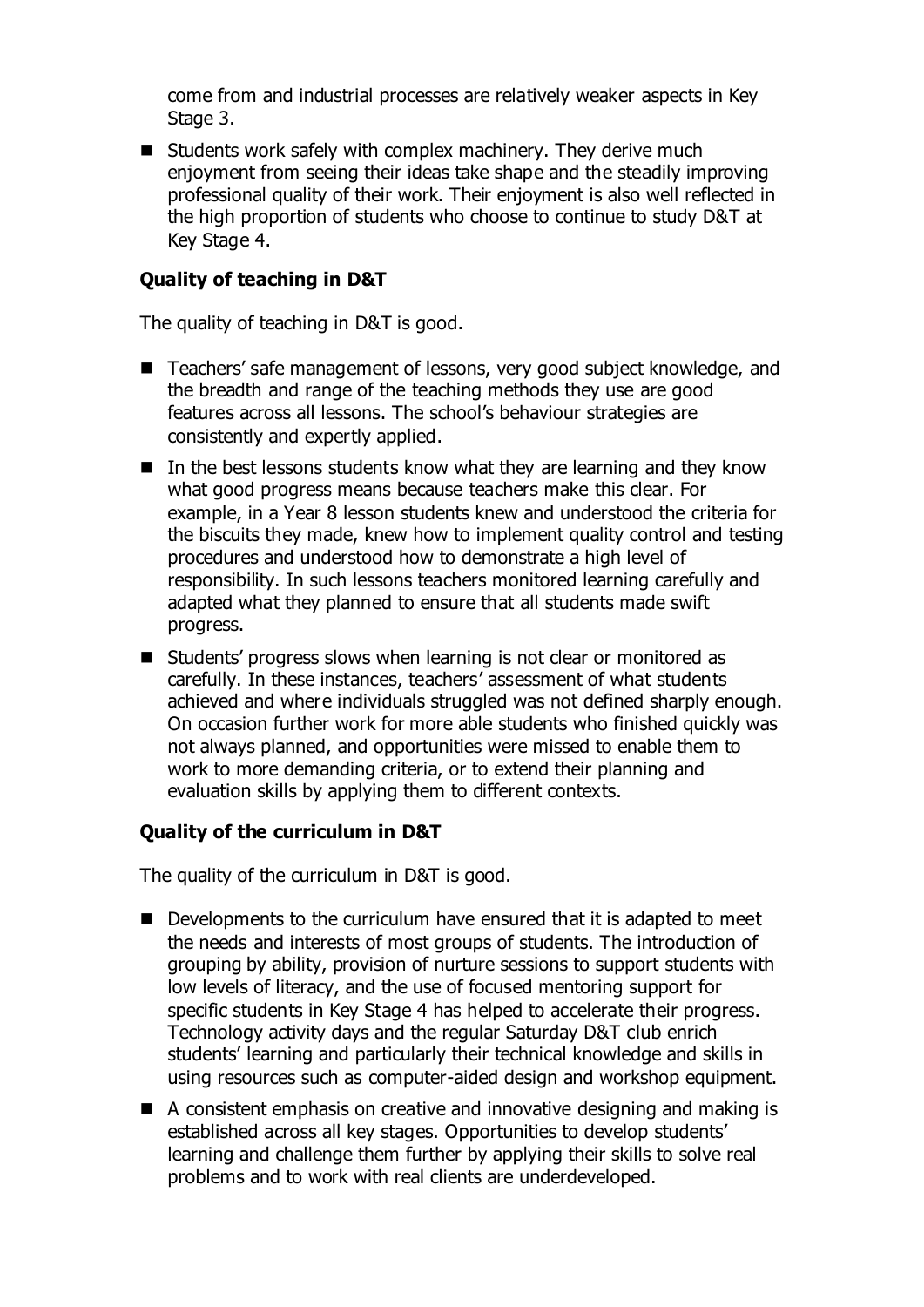come from and industrial processes are relatively weaker aspects in Key Stage 3.

- Students work safely with complex machinery. They derive much enjoyment from seeing their ideas take shape and the steadily improving professional quality of their work. Their enjoyment is also well reflected in the high proportion of students who choose to continue to study D&T at Key Stage 4.

### Quality of teaching in D&T

The quality of teaching in D&T is good.

- Teachers' safe management of lessons, very good subject knowledge, and the breadth and range of the teaching methods they use are good features across all lessons. The school's behaviour strategies are consistently and expertly applied.
- In the best lessons students know what they are learning and they know what good progress means because teachers make this clear. For example, in a Year 8 lesson students knew and understood the criteria for the biscuits they made, knew how to implement quality control and testing procedures and understood how to demonstrate a high level of responsibility. In such lessons teachers monitored learning carefully and adapted what they planned to ensure that all students made swift progress.
- Students' progress slows when learning is not clear or monitored as carefully. In these instances, teachers' assessment of what students achieved and where individuals struggled was not defined sharply enough. On occasion further work for more able students who finished quickly was not always planned, and opportunities were missed to enable them to work to more demanding criteria, or to extend their planning and evaluation skills by applying them to different contexts.

### Quality of the curriculum in D&T

The quality of the curriculum in D&T is good.

- Developments to the curriculum have ensured that it is adapted to meet the needs and interests of most groups of students. The introduction of grouping by ability, provision of nurture sessions to support students with low levels of literacy, and the use of focused mentoring support for specific students in Key Stage 4 has helped to accelerate their progress. Technology activity days and the regular Saturday D&T club enrich students' learning and particularly their technical knowledge and skills in using resources such as computer-aided design and workshop equipment.
- A consistent emphasis on creative and innovative designing and making is established across all key stages. Opportunities to develop students' learning and challenge them further by applying their skills to solve real problems and to work with real clients are underdeveloped.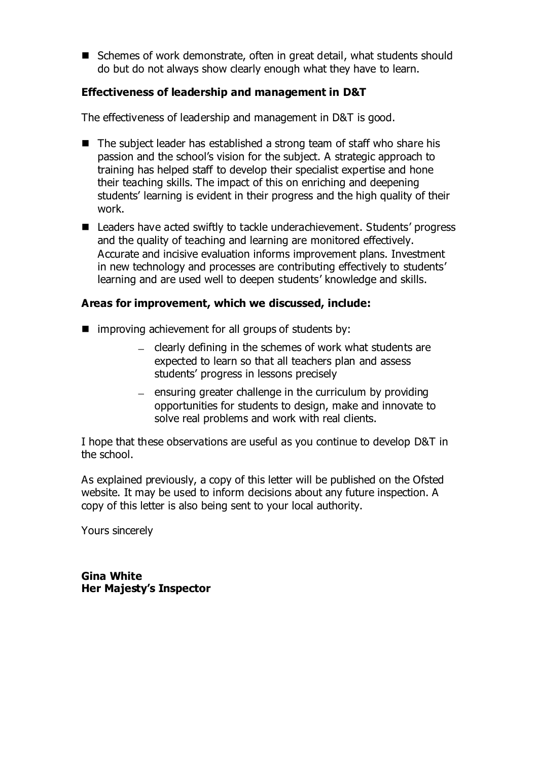- Schemes of work demonstrate, often in great detail, what students should do but do not always show clearly enough what they have to learn.

**Effectiveness of leadership and management in D&T**

The effectiveness of leadership and management in D&T is good.

- The subject leader has established a strong team of staff who share his passion and the school's vision for the subject. A strategic approach to training has helped staff to develop their specialist expertise and hone their teaching skills. The impact of this on enriching and deepening students' learning is evident in their progress and the high quality of their work.
- Leaders have acted swiftly to tackle underachievement. Students' progress and the quality of teaching and learning are monitored effectively. Accurate and incisive evaluation informs improvement plans. Investment in new technology and processes are contributing effectively to students' learning and are used well to deepen students' knowledge and skills.

**Areas for improvement, which we discussed, include:**

- improving achievement for all groups of students by:
  - clearly defining in the schemes of work what students are expected to learn so that all teachers plan and assess students' progress in lessons precisely
  - ensuring greater challenge in the curriculum by providing opportunities for students to design, make and innovate to solve real problems and work with real clients.

I hope that these observations are useful as you continue to develop D&T in the school.

As explained previously, a copy of this letter will be published on the Ofsted website. It may be used to inform decisions about any future inspection. A copy of this letter is also being sent to your local authority.

Yours sincerely

**Gina White**
**Her Majesty's Inspector**